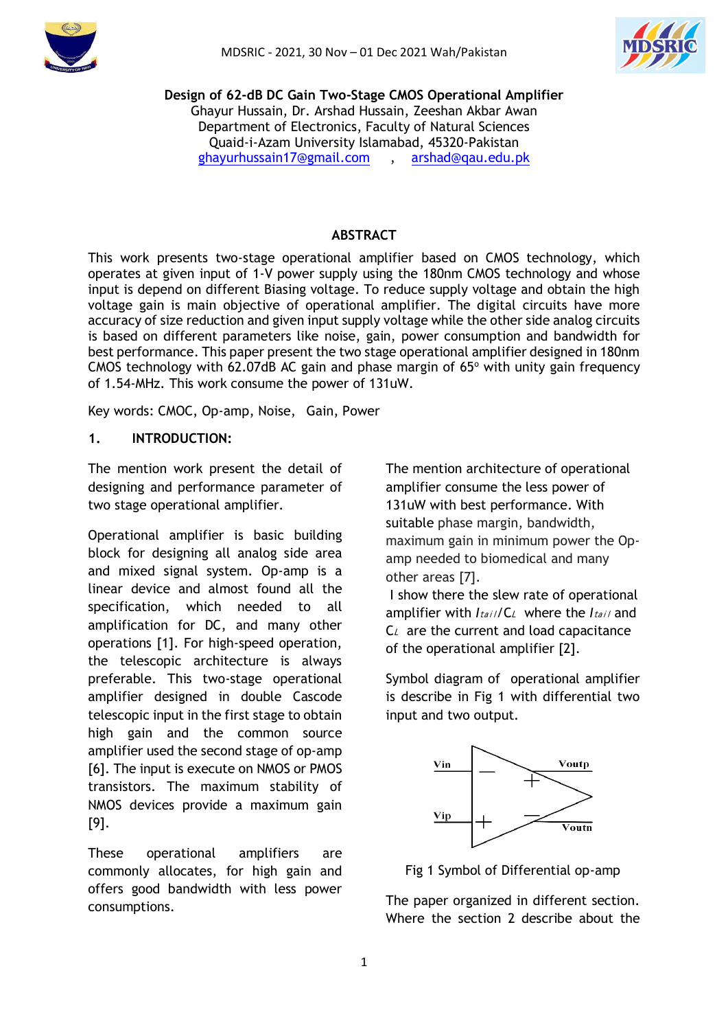# Design of 62-dB DC Gain Two-Stage CMOS Operational Amplifier

Ghayur Hussain, Dr. Arshad Hussain, Zeeshan Akbar Awan
Department of Electronics, Faculty of Natural Sciences
Quaid-i-Azam University Islamabad, 45320-Pakistan
ghayurhussain17@gmail.com , arshad@qau.edu.pk

## ABSTRACT

This work presents two-stage operational amplifier based on CMOS technology, which operates at given input of 1-V power supply using the 180nm CMOS technology and whose input is depend on different Biasing voltage. To reduce supply voltage and obtain the high voltage gain is main objective of operational amplifier. The digital circuits have more accuracy of size reduction and given input supply voltage while the other side analog circuits is based on different parameters like noise, gain, power consumption and bandwidth for best performance. This paper present the two stage operational amplifier designed in 180nm CMOS technology with 62.07dB AC gain and phase margin of 65° with unity gain frequency of 1.54-MHz. This work consume the power of 131uW.

Key words: CMOC, Op-amp, Noise, Gain, Power

## 1. INTRODUCTION:

The mention work present the detail of designing and performance parameter of two stage operational amplifier.

Operational amplifier is basic building block for designing all analog side area and mixed signal system. Op-amp is a linear device and almost found all the specification, which needed to all amplification for DC, and many other operations [1]. For high-speed operation, the telescopic architecture is always preferable. This two-stage operational amplifier designed in double Cascode telescopic input in the first stage to obtain high gain and the common source amplifier used the second stage of op-amp [6]. The input is execute on NMOS or PMOS transistors. The maximum stability of NMOS devices provide a maximum gain [9].

These operational amplifiers are commonly allocates, for high gain and offers good bandwidth with less power consumptions.

The mention architecture of operational amplifier consume the less power of 131uW with best performance. With suitable phase margin, bandwidth, maximum gain in minimum power the Op-amp needed to biomedical and many other areas [7].

I show there the slew rate of operational amplifier with $I_{tail}/C_L$ where the $I_{tail}$ and $C_L$ are the current and load capacitance of the operational amplifier [2].

Symbol diagram of operational amplifier is describe in Fig 1 with differential two input and two output.

Fig 1 Symbol of Differential op-amp

The paper organized in different section. Where the section 2 describe about the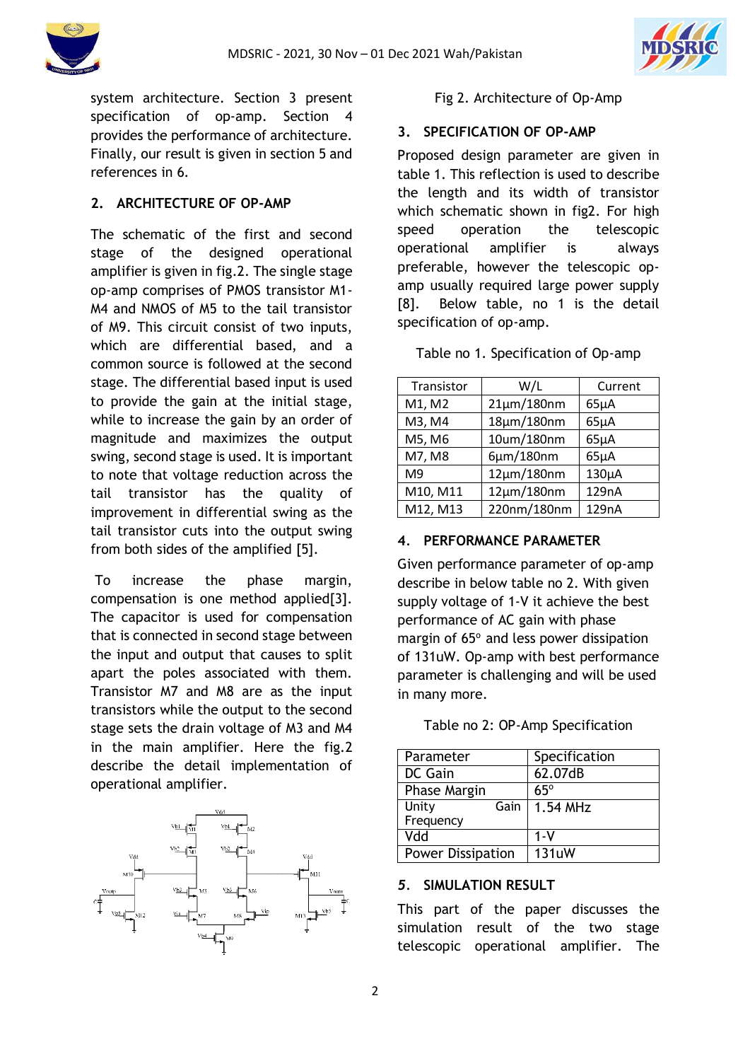system architecture. Section 3 present specification of op-amp. Section 4 provides the performance of architecture. Finally, our result is given in section 5 and references in 6.

## 2. ARCHITECTURE OF OP-AMP

The schematic of the first and second stage of the designed operational amplifier is given in fig.2. The single stage op-amp comprises of PMOS transistor M1-M4 and NMOS of M5 to the tail transistor of M9. This circuit consist of two inputs, which are differential based, and a common source is followed at the second stage. The differential based input is used to provide the gain at the initial stage, while to increase the gain by an order of magnitude and maximizes the output swing, second stage is used. It is important to note that voltage reduction across the tail transistor has the quality of improvement in differential swing as the tail transistor cuts into the output swing from both sides of the amplified [5].

To increase the phase margin, compensation is one method applied[3]. The capacitor is used for compensation that is connected in second stage between the input and output that causes to split apart the poles associated with them. Transistor M7 and M8 are as the input transistors while the output to the second stage sets the drain voltage of M3 and M4 in the main amplifier. Here the fig.2 describe the detail implementation of operational amplifier.

Fig 2. Architecture of Op-Amp

## 3. SPECIFICATION OF OP-AMP

Proposed design parameter are given in table 1. This reflection is used to describe the length and its width of transistor which schematic shown in fig2. For high speed operation the telescopic operational amplifier is always preferable, however the telescopic op-amp usually required large power supply [8]. Below table, no 1 is the detail specification of op-amp.

Table no 1. Specification of Op-amp

| Transistor | W/L | Current |
|---|---|---|
| M1, M2 | 21µm/180nm | 65µA |
| M3, M4 | 18µm/180nm | 65µA |
| M5, M6 | 10um/180nm | 65µA |
| M7, M8 | 6µm/180nm | 65µA |
| M9 | 12µm/180nm | 130µA |
| M10, M11 | 12µm/180nm | 129nA |
| M12, M13 | 220nm/180nm | 129nA |

## 4. PERFORMANCE PARAMETER

Given performance parameter of op-amp describe in below table no 2. With given supply voltage of 1-V it achieve the best performance of AC gain with phase margin of 65° and less power dissipation of 131uW. Op-amp with best performance parameter is challenging and will be used in many more.

Table no 2: OP-Amp Specification

| Parameter | Specification |
|---|---|
| DC Gain | 62.07dB |
| Phase Margin | 65° |
| Unity Gain Frequency | 1.54 MHz |
| Vdd | 1-V |
| Power Dissipation | 131uW |

## 5. SIMULATION RESULT

This part of the paper discusses the simulation result of the two stage telescopic operational amplifier. The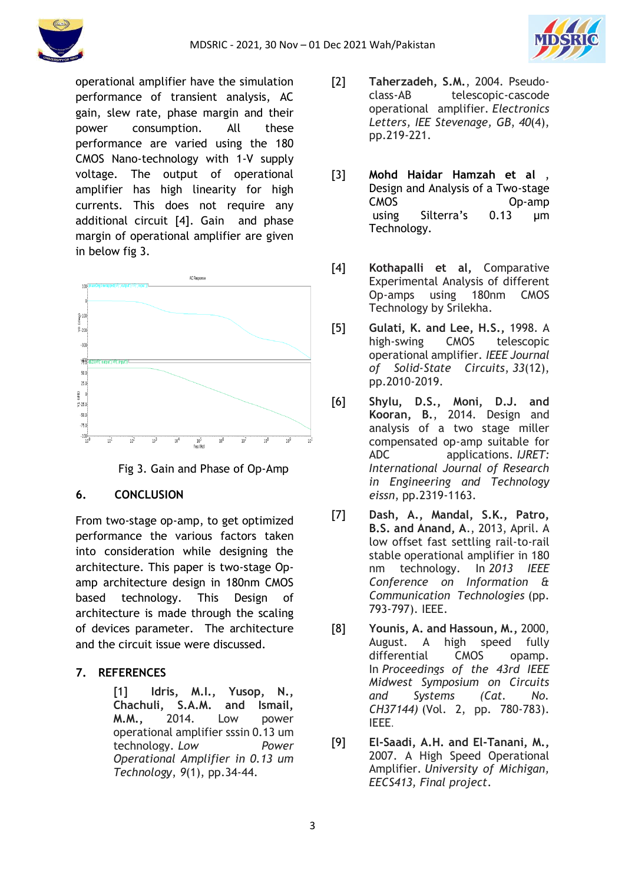operational amplifier have the simulation performance of transient analysis, AC gain, slew rate, phase margin and their power consumption. All these performance are varied using the 180 CMOS Nano-technology with 1-V supply voltage. The output of operational amplifier has high linearity for high currents. This does not require any additional circuit [4]. Gain and phase margin of operational amplifier are given in below fig 3.

AC Response

Freq (Hz)

Fig 3. Gain and Phase of Op-Amp

## 6. CONCLUSION

From two-stage op-amp, to get optimized performance the various factors taken into consideration while designing the architecture. This paper is two-stage Op-amp architecture design in 180nm CMOS based technology. This Design of architecture is made through the scaling of devices parameter. The architecture and the circuit issue were discussed.

## 7. REFERENCES

[1] **Idris, M.I., Yusop, N., Chachuli, S.A.M. and Ismail, M.M.**, 2014. Low power operational amplifier sssin 0.13 um technology. *Low Power Operational Amplifier in 0.13 um Technology*, *9*(1), pp.34-44.

[2] **Taherzadeh, S.M.**, 2004. Pseudo-class-AB telescopic-cascode operational amplifier. *Electronics Letters, IEE Stevenage, GB*, *40*(4), pp.219-221.

[3] **Mohd Haidar Hamzah et al** , Design and Analysis of a Two-stage CMOS Op-amp using Silterra's 0.13 µm Technology.

[4] **Kothapalli et al,** Comparative Experimental Analysis of different Op-amps using 180nm CMOS Technology by Srilekha.

[5] **Gulati, K. and Lee, H.S.**, 1998. A high-swing CMOS telescopic operational amplifier. *IEEE Journal of Solid-State Circuits*, *33*(12), pp.2010-2019.

[6] **Shylu, D.S., Moni, D.J. and Kooran, B.**, 2014. Design and analysis of a two stage miller compensated op-amp suitable for ADC applications. *IJRET: International Journal of Research in Engineering and Technology eissn*, pp.2319-1163.

[7] **Dash, A., Mandal, S.K., Patro, B.S. and Anand, A.**, 2013, April. A low offset fast settling rail-to-rail stable operational amplifier in 180 nm technology. In *2013 IEEE Conference on Information & Communication Technologies* (pp. 793-797). IEEE.

[8] **Younis, A. and Hassoun, M.**, 2000, August. A high speed fully differential CMOS opamp. In *Proceedings of the 43rd IEEE Midwest Symposium on Circuits and Systems (Cat. No. CH37144)* (Vol. 2, pp. 780-783). IEEE.

[9] **El-Saadi, A.H. and El-Tanani, M.**, 2007. A High Speed Operational Amplifier. *University of Michigan, EECS413, Final project*.